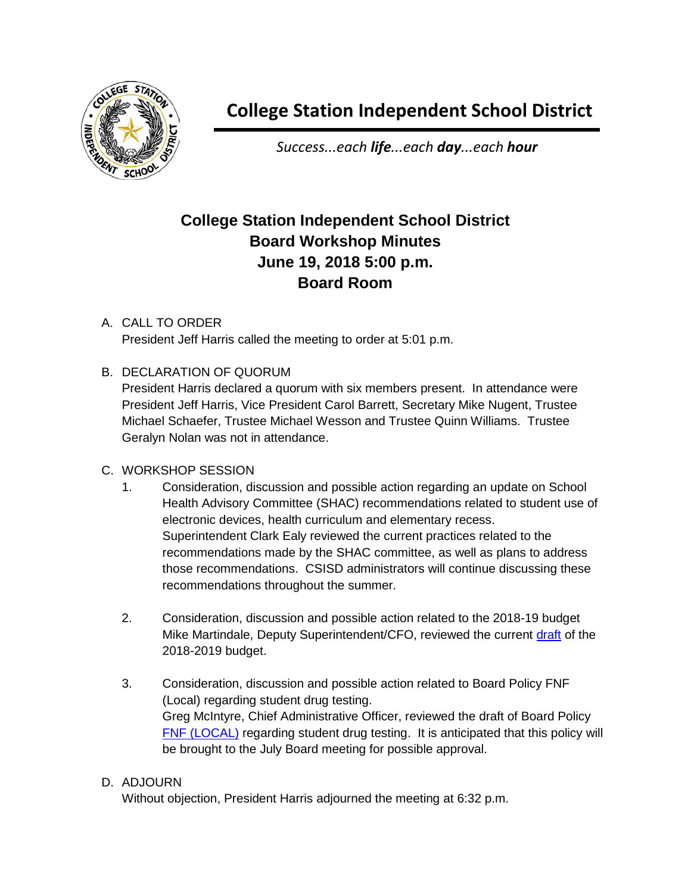# College Station Independent School District

*Success...each **life**...each **day**...each **hour***

## College Station Independent School District
## Board Workshop Minutes
## June 19, 2018 5:00 p.m.
## Board Room

A. CALL TO ORDER
President Jeff Harris called the meeting to order at 5:01 p.m.

B. DECLARATION OF QUORUM
President Harris declared a quorum with six members present. In attendance were President Jeff Harris, Vice President Carol Barrett, Secretary Mike Nugent, Trustee Michael Schaefer, Trustee Michael Wesson and Trustee Quinn Williams. Trustee Geralyn Nolan was not in attendance.

C. WORKSHOP SESSION

1. Consideration, discussion and possible action regarding an update on School Health Advisory Committee (SHAC) recommendations related to student use of electronic devices, health curriculum and elementary recess.
Superintendent Clark Ealy reviewed the current practices related to the recommendations made by the SHAC committee, as well as plans to address those recommendations. CSISD administrators will continue discussing these recommendations throughout the summer.

2. Consideration, discussion and possible action related to the 2018-19 budget
Mike Martindale, Deputy Superintendent/CFO, reviewed the current draft of the 2018-2019 budget.

3. Consideration, discussion and possible action related to Board Policy FNF (Local) regarding student drug testing.
Greg McIntyre, Chief Administrative Officer, reviewed the draft of Board Policy FNF (LOCAL) regarding student drug testing. It is anticipated that this policy will be brought to the July Board meeting for possible approval.

D. ADJOURN
Without objection, President Harris adjourned the meeting at 6:32 p.m.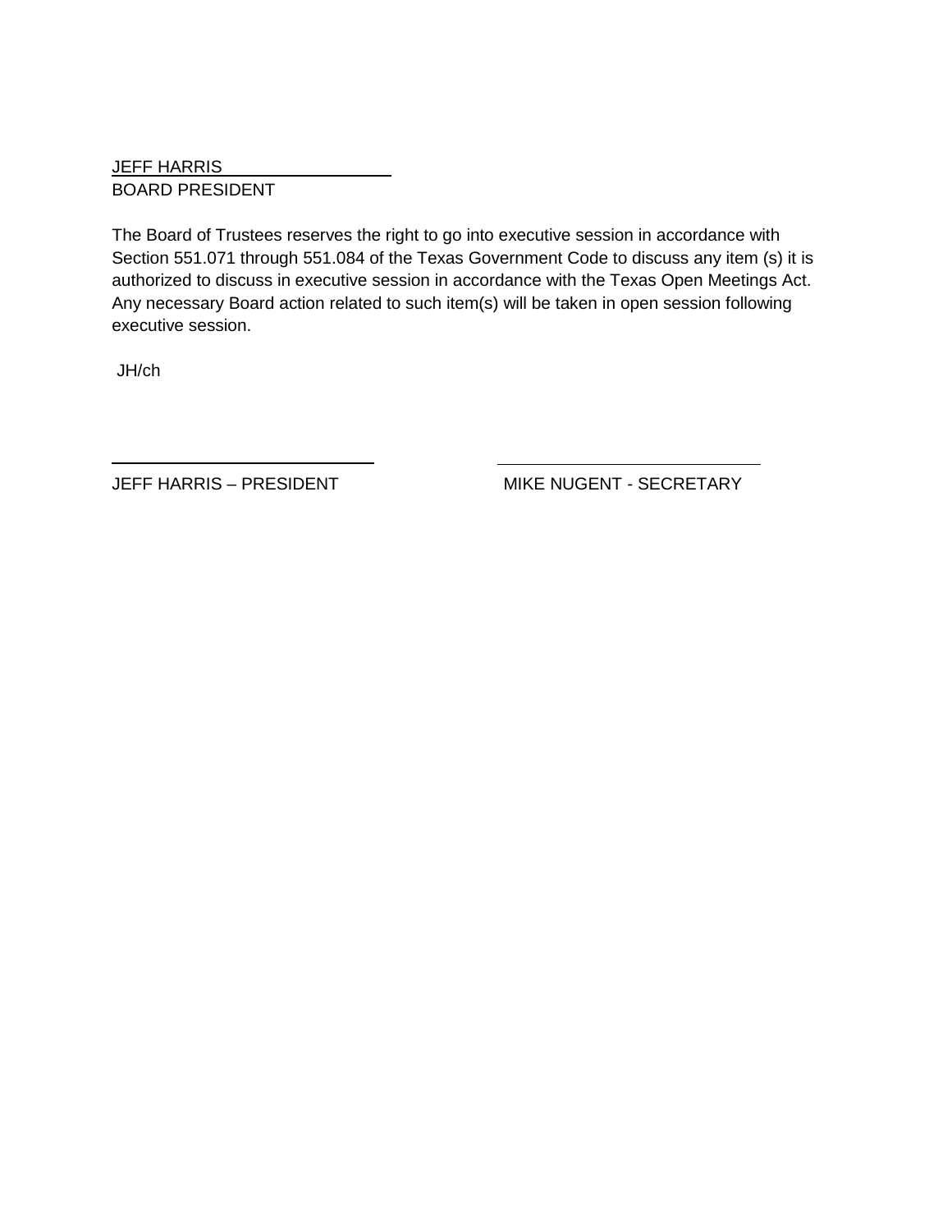JEFF HARRIS
BOARD PRESIDENT

The Board of Trustees reserves the right to go into executive session in accordance with Section 551.071 through 551.084 of the Texas Government Code to discuss any item (s) it is authorized to discuss in executive session in accordance with the Texas Open Meetings Act. Any necessary Board action related to such item(s) will be taken in open session following executive session.

JH/ch

JEFF HARRIS – PRESIDENT

MIKE NUGENT - SECRETARY